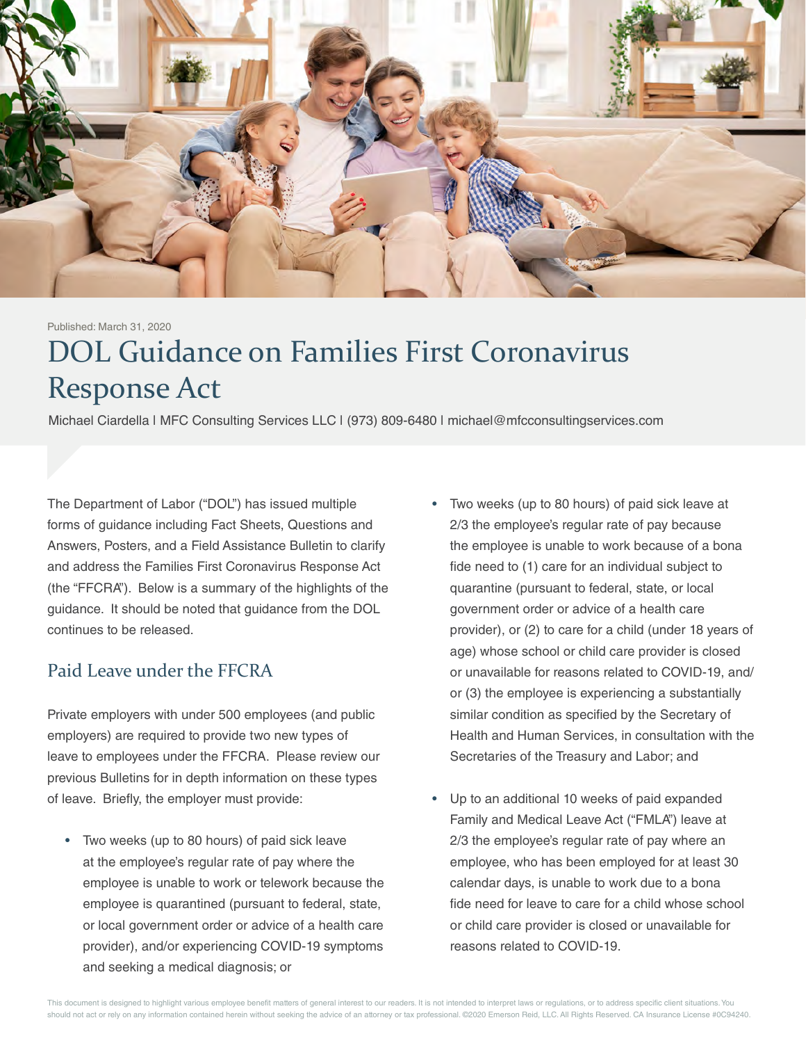Published: March 31, 2020

# DOL Guidance on Families First Coronavirus Response Act

Michael Ciardella | MFC Consulting Services LLC | (973) 809-6480 | michael@mfcconsultingservices.com

The Department of Labor ("DOL") has issued multiple forms of guidance including Fact Sheets, Questions and Answers, Posters, and a Field Assistance Bulletin to clarify and address the Families First Coronavirus Response Act (the "FFCRA"). Below is a summary of the highlights of the guidance. It should be noted that guidance from the DOL continues to be released.

## Paid Leave under the FFCRA

Private employers with under 500 employees (and public employers) are required to provide two new types of leave to employees under the FFCRA. Please review our previous Bulletins for in depth information on these types of leave. Briefly, the employer must provide:

- Two weeks (up to 80 hours) of paid sick leave at the employee's regular rate of pay where the employee is unable to work or telework because the employee is quarantined (pursuant to federal, state, or local government order or advice of a health care provider), and/or experiencing COVID-19 symptoms and seeking a medical diagnosis; or
- Two weeks (up to 80 hours) of paid sick leave at 2/3 the employee's regular rate of pay because the employee is unable to work because of a bona fide need to (1) care for an individual subject to quarantine (pursuant to federal, state, or local government order or advice of a health care provider), or (2) to care for a child (under 18 years of age) whose school or child care provider is closed or unavailable for reasons related to COVID-19, and/or (3) the employee is experiencing a substantially similar condition as specified by the Secretary of Health and Human Services, in consultation with the Secretaries of the Treasury and Labor; and
- Up to an additional 10 weeks of paid expanded Family and Medical Leave Act ("FMLA") leave at 2/3 the employee's regular rate of pay where an employee, who has been employed for at least 30 calendar days, is unable to work due to a bona fide need for leave to care for a child whose school or child care provider is closed or unavailable for reasons related to COVID-19.

This document is designed to highlight various employee benefit matters of general interest to our readers. It is not intended to interpret laws or regulations, or to address specific client situations. You should not act or rely on any information contained herein without seeking the advice of an attorney or tax professional. ©2020 Emerson Reid, LLC. All Rights Reserved. CA Insurance License #0C94240.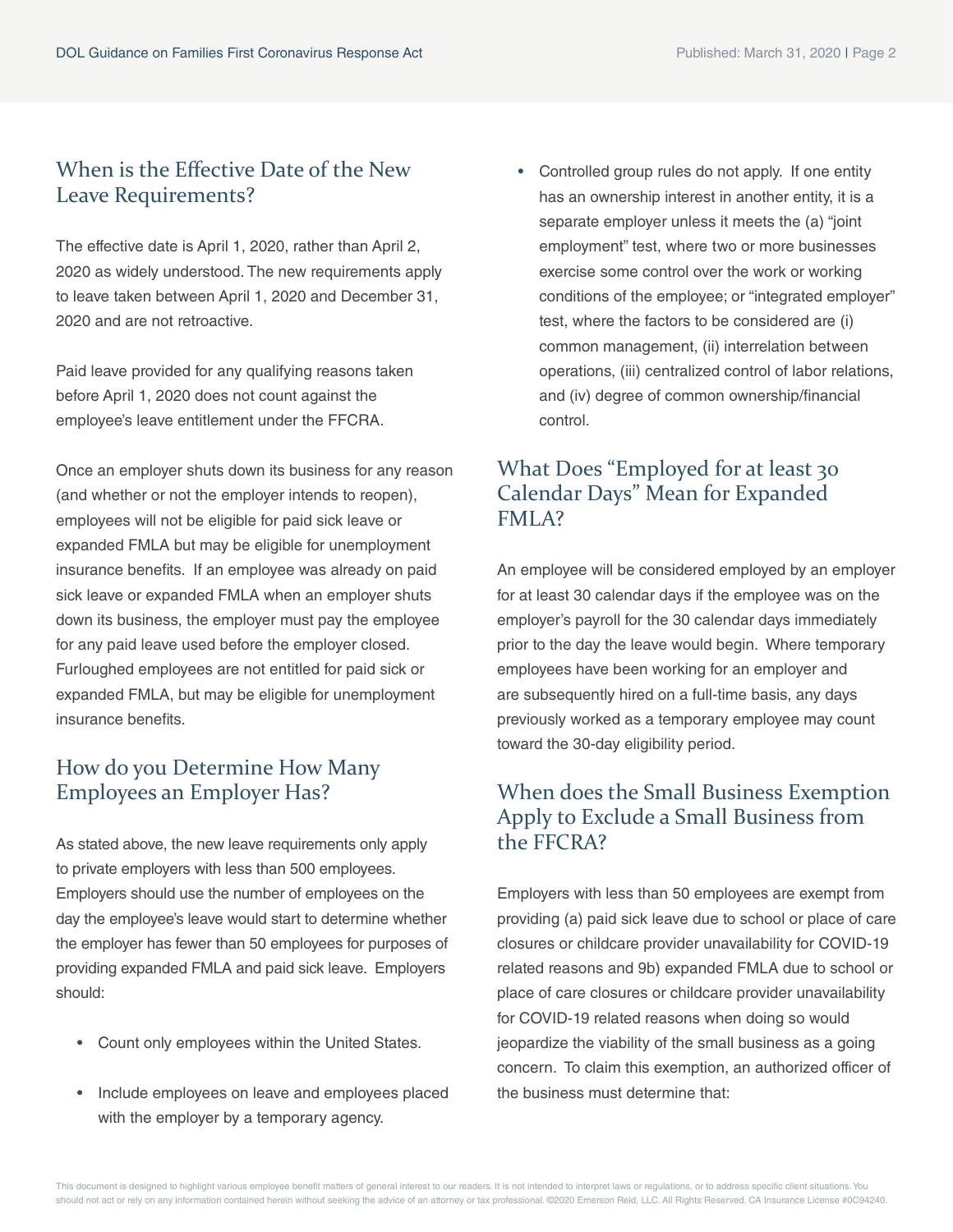## When is the Effective Date of the New Leave Requirements?

The effective date is April 1, 2020, rather than April 2, 2020 as widely understood. The new requirements apply to leave taken between April 1, 2020 and December 31, 2020 and are not retroactive.

Paid leave provided for any qualifying reasons taken before April 1, 2020 does not count against the employee's leave entitlement under the FFCRA.

Once an employer shuts down its business for any reason (and whether or not the employer intends to reopen), employees will not be eligible for paid sick leave or expanded FMLA but may be eligible for unemployment insurance benefits. If an employee was already on paid sick leave or expanded FMLA when an employer shuts down its business, the employer must pay the employee for any paid leave used before the employer closed. Furloughed employees are not entitled for paid sick or expanded FMLA, but may be eligible for unemployment insurance benefits.

## How do you Determine How Many Employees an Employer Has?

As stated above, the new leave requirements only apply to private employers with less than 500 employees. Employers should use the number of employees on the day the employee's leave would start to determine whether the employer has fewer than 50 employees for purposes of providing expanded FMLA and paid sick leave. Employers should:

- Count only employees within the United States.
- Include employees on leave and employees placed with the employer by a temporary agency.
- Controlled group rules do not apply. If one entity has an ownership interest in another entity, it is a separate employer unless it meets the (a) "joint employment" test, where two or more businesses exercise some control over the work or working conditions of the employee; or "integrated employer" test, where the factors to be considered are (i) common management, (ii) interrelation between operations, (iii) centralized control of labor relations, and (iv) degree of common ownership/financial control.

## What Does "Employed for at least 30 Calendar Days" Mean for Expanded FMLA?

An employee will be considered employed by an employer for at least 30 calendar days if the employee was on the employer's payroll for the 30 calendar days immediately prior to the day the leave would begin. Where temporary employees have been working for an employer and are subsequently hired on a full-time basis, any days previously worked as a temporary employee may count toward the 30-day eligibility period.

## When does the Small Business Exemption Apply to Exclude a Small Business from the FFCRA?

Employers with less than 50 employees are exempt from providing (a) paid sick leave due to school or place of care closures or childcare provider unavailability for COVID-19 related reasons and 9b) expanded FMLA due to school or place of care closures or childcare provider unavailability for COVID-19 related reasons when doing so would jeopardize the viability of the small business as a going concern. To claim this exemption, an authorized officer of the business must determine that: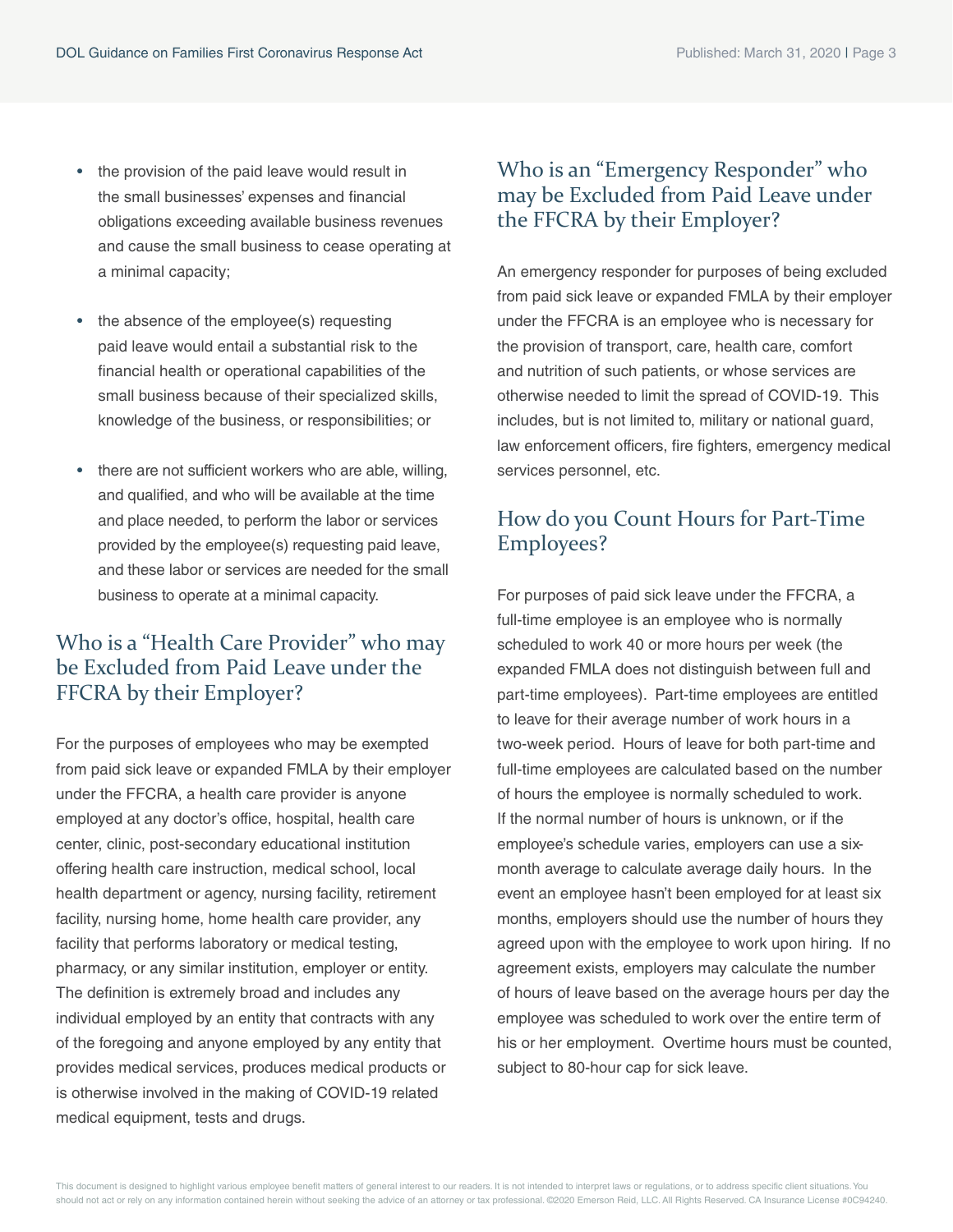- the provision of the paid leave would result in the small businesses' expenses and financial obligations exceeding available business revenues and cause the small business to cease operating at a minimal capacity;
- the absence of the employee(s) requesting paid leave would entail a substantial risk to the financial health or operational capabilities of the small business because of their specialized skills, knowledge of the business, or responsibilities; or
- there are not sufficient workers who are able, willing, and qualified, and who will be available at the time and place needed, to perform the labor or services provided by the employee(s) requesting paid leave, and these labor or services are needed for the small business to operate at a minimal capacity.

## Who is a "Health Care Provider" who may be Excluded from Paid Leave under the FFCRA by their Employer?

For the purposes of employees who may be exempted from paid sick leave or expanded FMLA by their employer under the FFCRA, a health care provider is anyone employed at any doctor's office, hospital, health care center, clinic, post-secondary educational institution offering health care instruction, medical school, local health department or agency, nursing facility, retirement facility, nursing home, home health care provider, any facility that performs laboratory or medical testing, pharmacy, or any similar institution, employer or entity. The definition is extremely broad and includes any individual employed by an entity that contracts with any of the foregoing and anyone employed by any entity that provides medical services, produces medical products or is otherwise involved in the making of COVID-19 related medical equipment, tests and drugs.

## Who is an "Emergency Responder" who may be Excluded from Paid Leave under the FFCRA by their Employer?

An emergency responder for purposes of being excluded from paid sick leave or expanded FMLA by their employer under the FFCRA is an employee who is necessary for the provision of transport, care, health care, comfort and nutrition of such patients, or whose services are otherwise needed to limit the spread of COVID-19. This includes, but is not limited to, military or national guard, law enforcement officers, fire fighters, emergency medical services personnel, etc.

## How do you Count Hours for Part-Time Employees?

For purposes of paid sick leave under the FFCRA, a full-time employee is an employee who is normally scheduled to work 40 or more hours per week (the expanded FMLA does not distinguish between full and part-time employees). Part-time employees are entitled to leave for their average number of work hours in a two-week period. Hours of leave for both part-time and full-time employees are calculated based on the number of hours the employee is normally scheduled to work. If the normal number of hours is unknown, or if the employee's schedule varies, employers can use a six-month average to calculate average daily hours. In the event an employee hasn't been employed for at least six months, employers should use the number of hours they agreed upon with the employee to work upon hiring. If no agreement exists, employers may calculate the number of hours of leave based on the average hours per day the employee was scheduled to work over the entire term of his or her employment. Overtime hours must be counted, subject to 80-hour cap for sick leave.

This document is designed to highlight various employee benefit matters of general interest to our readers. It is not intended to interpret laws or regulations, or to address specific client situations. You should not act or rely on any information contained herein without seeking the advice of an attorney or tax professional. ©2020 Emerson Reid, LLC. All Rights Reserved. CA Insurance License #0C94240.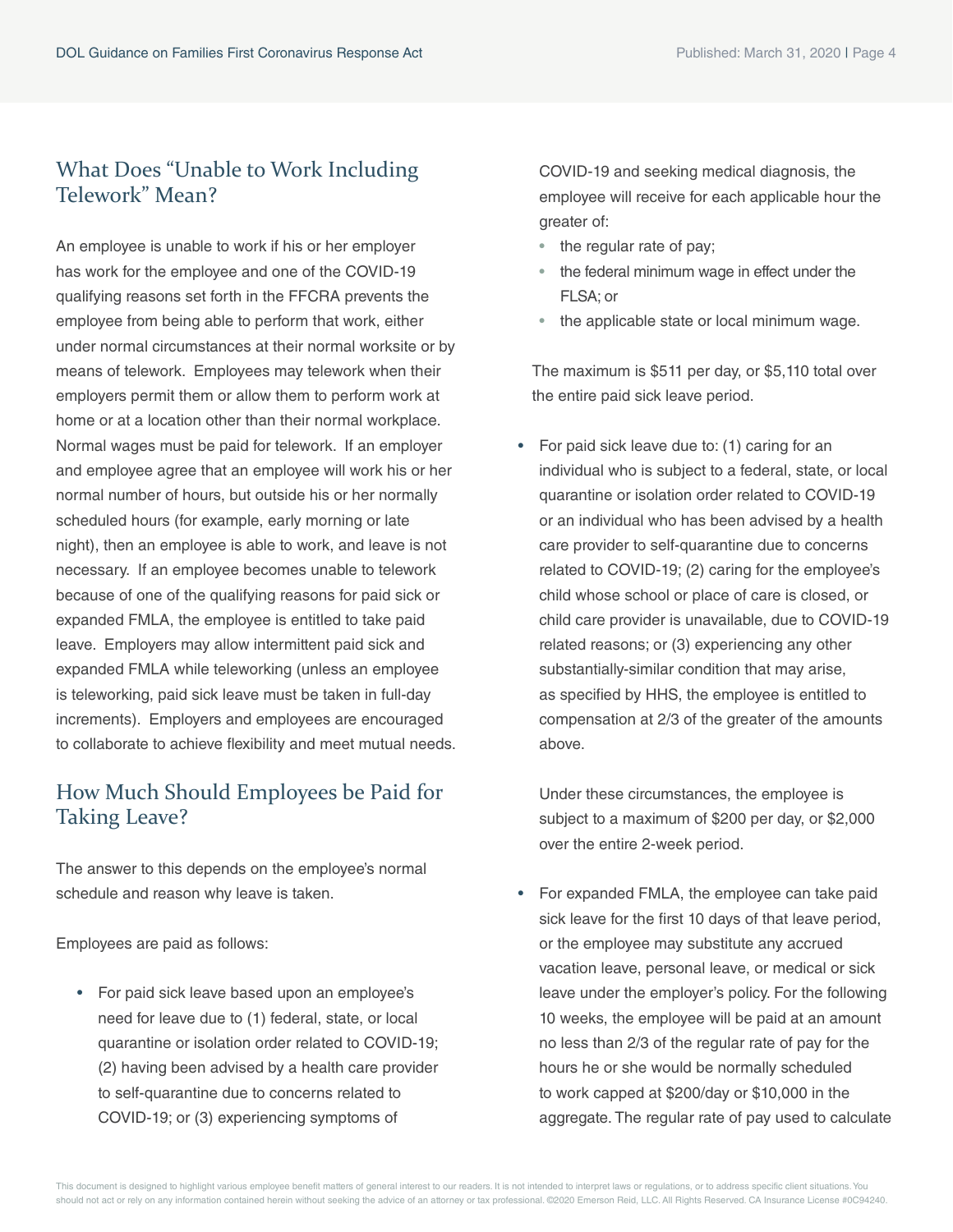## What Does "Unable to Work Including Telework" Mean?

An employee is unable to work if his or her employer has work for the employee and one of the COVID-19 qualifying reasons set forth in the FFCRA prevents the employee from being able to perform that work, either under normal circumstances at their normal worksite or by means of telework. Employees may telework when their employers permit them or allow them to perform work at home or at a location other than their normal workplace. Normal wages must be paid for telework. If an employer and employee agree that an employee will work his or her normal number of hours, but outside his or her normally scheduled hours (for example, early morning or late night), then an employee is able to work, and leave is not necessary. If an employee becomes unable to telework because of one of the qualifying reasons for paid sick or expanded FMLA, the employee is entitled to take paid leave. Employers may allow intermittent paid sick and expanded FMLA while teleworking (unless an employee is teleworking, paid sick leave must be taken in full-day increments). Employers and employees are encouraged to collaborate to achieve flexibility and meet mutual needs.

## How Much Should Employees be Paid for Taking Leave?

The answer to this depends on the employee's normal schedule and reason why leave is taken.

Employees are paid as follows:

- For paid sick leave based upon an employee's need for leave due to (1) federal, state, or local quarantine or isolation order related to COVID-19; (2) having been advised by a health care provider to self-quarantine due to concerns related to COVID-19; or (3) experiencing symptoms of COVID-19 and seeking medical diagnosis, the employee will receive for each applicable hour the greater of:
  - the regular rate of pay;
  - the federal minimum wage in effect under the FLSA; or
  - the applicable state or local minimum wage.

  The maximum is $511 per day, or $5,110 total over the entire paid sick leave period.

- For paid sick leave due to: (1) caring for an individual who is subject to a federal, state, or local quarantine or isolation order related to COVID-19 or an individual who has been advised by a health care provider to self-quarantine due to concerns related to COVID-19; (2) caring for the employee's child whose school or place of care is closed, or child care provider is unavailable, due to COVID-19 related reasons; or (3) experiencing any other substantially-similar condition that may arise, as specified by HHS, the employee is entitled to compensation at 2/3 of the greater of the amounts above.

  Under these circumstances, the employee is subject to a maximum of $200 per day, or $2,000 over the entire 2-week period.

- For expanded FMLA, the employee can take paid sick leave for the first 10 days of that leave period, or the employee may substitute any accrued vacation leave, personal leave, or medical or sick leave under the employer's policy. For the following 10 weeks, the employee will be paid at an amount no less than 2/3 of the regular rate of pay for the hours he or she would be normally scheduled to work capped at $200/day or $10,000 in the aggregate. The regular rate of pay used to calculate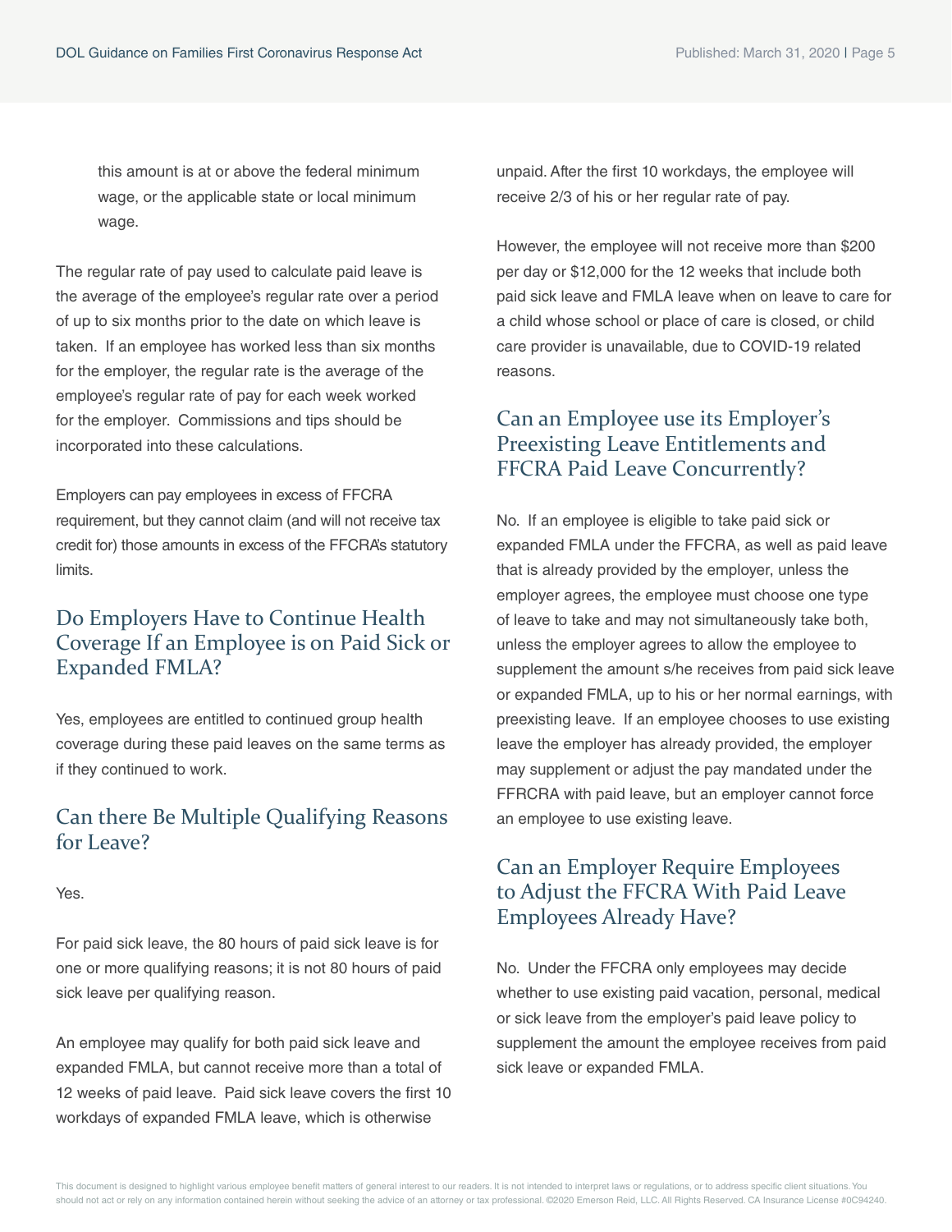this amount is at or above the federal minimum wage, or the applicable state or local minimum wage.

The regular rate of pay used to calculate paid leave is the average of the employee's regular rate over a period of up to six months prior to the date on which leave is taken. If an employee has worked less than six months for the employer, the regular rate is the average of the employee's regular rate of pay for each week worked for the employer. Commissions and tips should be incorporated into these calculations.

Employers can pay employees in excess of FFCRA requirement, but they cannot claim (and will not receive tax credit for) those amounts in excess of the FFCRA's statutory limits.

## Do Employers Have to Continue Health Coverage If an Employee is on Paid Sick or Expanded FMLA?

Yes, employees are entitled to continued group health coverage during these paid leaves on the same terms as if they continued to work.

## Can there Be Multiple Qualifying Reasons for Leave?

Yes.

For paid sick leave, the 80 hours of paid sick leave is for one or more qualifying reasons; it is not 80 hours of paid sick leave per qualifying reason.

An employee may qualify for both paid sick leave and expanded FMLA, but cannot receive more than a total of 12 weeks of paid leave. Paid sick leave covers the first 10 workdays of expanded FMLA leave, which is otherwise unpaid. After the first 10 workdays, the employee will receive 2/3 of his or her regular rate of pay.

However, the employee will not receive more than $200 per day or $12,000 for the 12 weeks that include both paid sick leave and FMLA leave when on leave to care for a child whose school or place of care is closed, or child care provider is unavailable, due to COVID-19 related reasons.

## Can an Employee use its Employer's Preexisting Leave Entitlements and FFCRA Paid Leave Concurrently?

No. If an employee is eligible to take paid sick or expanded FMLA under the FFCRA, as well as paid leave that is already provided by the employer, unless the employer agrees, the employee must choose one type of leave to take and may not simultaneously take both, unless the employer agrees to allow the employee to supplement the amount s/he receives from paid sick leave or expanded FMLA, up to his or her normal earnings, with preexisting leave. If an employee chooses to use existing leave the employer has already provided, the employer may supplement or adjust the pay mandated under the FFRCRA with paid leave, but an employer cannot force an employee to use existing leave.

## Can an Employer Require Employees to Adjust the FFCRA With Paid Leave Employees Already Have?

No. Under the FFCRA only employees may decide whether to use existing paid vacation, personal, medical or sick leave from the employer's paid leave policy to supplement the amount the employee receives from paid sick leave or expanded FMLA.

This document is designed to highlight various employee benefit matters of general interest to our readers. It is not intended to interpret laws or regulations, or to address specific client situations. You should not act or rely on any information contained herein without seeking the advice of an attorney or tax professional. ©2020 Emerson Reid, LLC. All Rights Reserved. CA Insurance License #0C94240.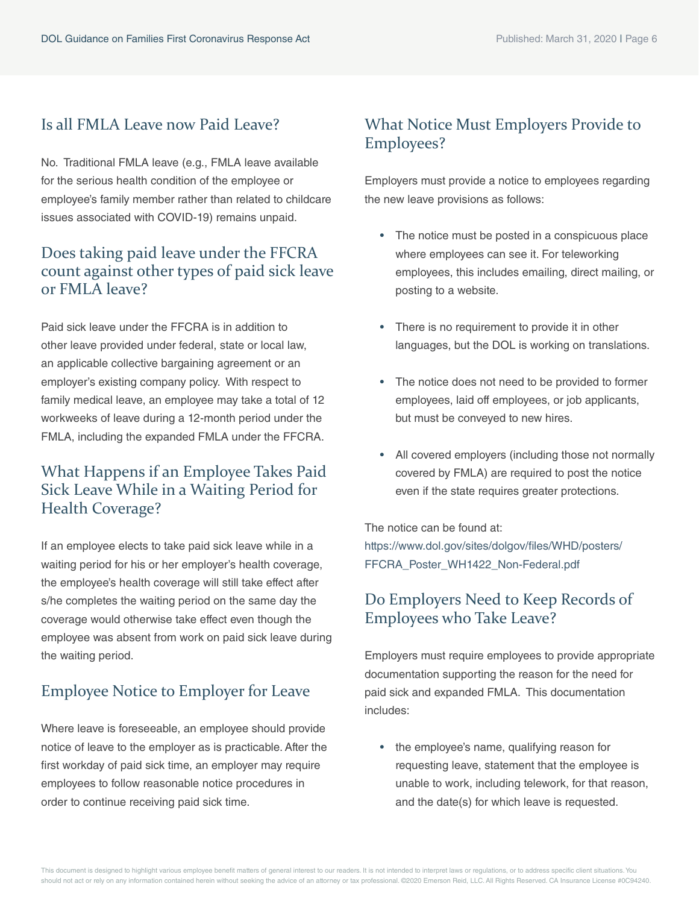## Is all FMLA Leave now Paid Leave?

No. Traditional FMLA leave (e.g., FMLA leave available for the serious health condition of the employee or employee's family member rather than related to childcare issues associated with COVID-19) remains unpaid.

## Does taking paid leave under the FFCRA count against other types of paid sick leave or FMLA leave?

Paid sick leave under the FFCRA is in addition to other leave provided under federal, state or local law, an applicable collective bargaining agreement or an employer's existing company policy. With respect to family medical leave, an employee may take a total of 12 workweeks of leave during a 12-month period under the FMLA, including the expanded FMLA under the FFCRA.

## What Happens if an Employee Takes Paid Sick Leave While in a Waiting Period for Health Coverage?

If an employee elects to take paid sick leave while in a waiting period for his or her employer's health coverage, the employee's health coverage will still take effect after s/he completes the waiting period on the same day the coverage would otherwise take effect even though the employee was absent from work on paid sick leave during the waiting period.

## Employee Notice to Employer for Leave

Where leave is foreseeable, an employee should provide notice of leave to the employer as is practicable. After the first workday of paid sick time, an employer may require employees to follow reasonable notice procedures in order to continue receiving paid sick time.

## What Notice Must Employers Provide to Employees?

Employers must provide a notice to employees regarding the new leave provisions as follows:

- The notice must be posted in a conspicuous place where employees can see it. For teleworking employees, this includes emailing, direct mailing, or posting to a website.
- There is no requirement to provide it in other languages, but the DOL is working on translations.
- The notice does not need to be provided to former employees, laid off employees, or job applicants, but must be conveyed to new hires.
- All covered employers (including those not normally covered by FMLA) are required to post the notice even if the state requires greater protections.

The notice can be found at: https://www.dol.gov/sites/dolgov/files/WHD/posters/FFCRA_Poster_WH1422_Non-Federal.pdf

## Do Employers Need to Keep Records of Employees who Take Leave?

Employers must require employees to provide appropriate documentation supporting the reason for the need for paid sick and expanded FMLA. This documentation includes:

- the employee's name, qualifying reason for requesting leave, statement that the employee is unable to work, including telework, for that reason, and the date(s) for which leave is requested.

This document is designed to highlight various employee benefit matters of general interest to our readers. It is not intended to interpret laws or regulations, or to address specific client situations. You should not act or rely on any information contained herein without seeking the advice of an attorney or tax professional. ©2020 Emerson Reid, LLC. All Rights Reserved. CA Insurance License #0C94240.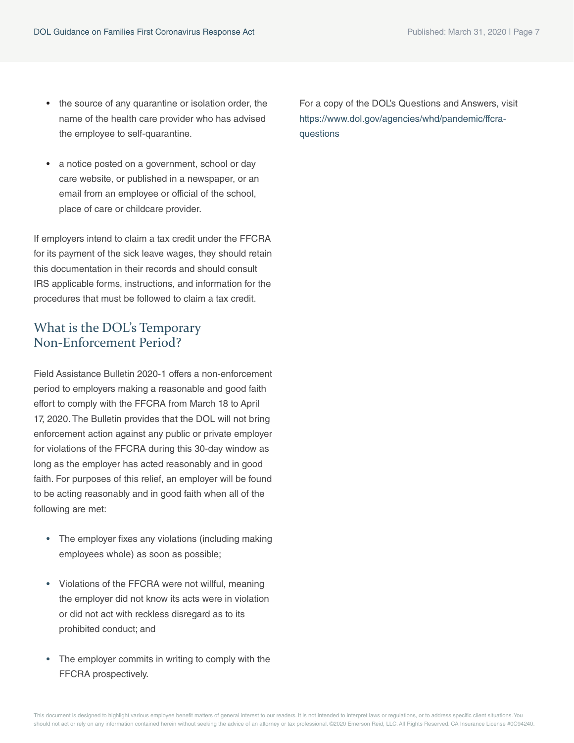- the source of any quarantine or isolation order, the name of the health care provider who has advised the employee to self-quarantine.

- a notice posted on a government, school or day care website, or published in a newspaper, or an email from an employee or official of the school, place of care or childcare provider.

If employers intend to claim a tax credit under the FFCRA for its payment of the sick leave wages, they should retain this documentation in their records and should consult IRS applicable forms, instructions, and information for the procedures that must be followed to claim a tax credit.

## What is the DOL's Temporary Non-Enforcement Period?

Field Assistance Bulletin 2020-1 offers a non-enforcement period to employers making a reasonable and good faith effort to comply with the FFCRA from March 18 to April 17, 2020. The Bulletin provides that the DOL will not bring enforcement action against any public or private employer for violations of the FFCRA during this 30-day window as long as the employer has acted reasonably and in good faith. For purposes of this relief, an employer will be found to be acting reasonably and in good faith when all of the following are met:

- The employer fixes any violations (including making employees whole) as soon as possible;

- Violations of the FFCRA were not willful, meaning the employer did not know its acts were in violation or did not act with reckless disregard as to its prohibited conduct; and

- The employer commits in writing to comply with the FFCRA prospectively.

For a copy of the DOL's Questions and Answers, visit https://www.dol.gov/agencies/whd/pandemic/ffcra-questions

This document is designed to highlight various employee benefit matters of general interest to our readers. It is not intended to interpret laws or regulations, or to address specific client situations. You should not act or rely on any information contained herein without seeking the advice of an attorney or tax professional. ©2020 Emerson Reid, LLC. All Rights Reserved. CA Insurance License #0C94240.